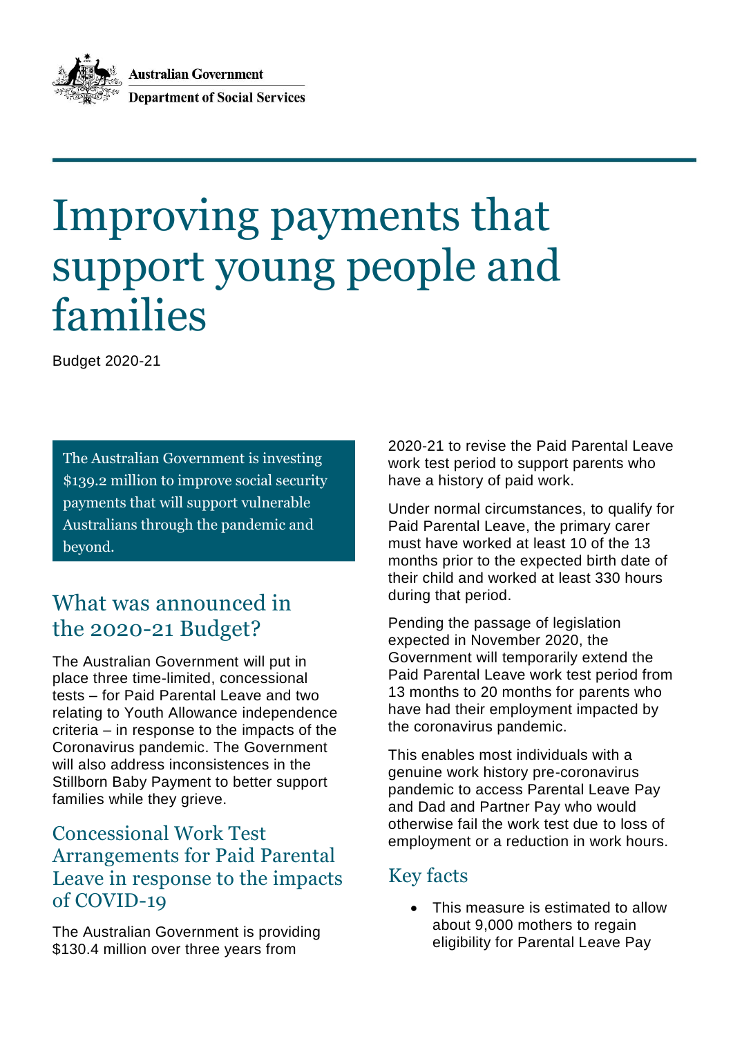Australian Government

Department of Social Services

# Improving payments that support young people and families

Budget 2020-21

The Australian Government is investing $139.2 million to improve social security payments that will support vulnerable Australians through the pandemic and beyond.

## What was announced in the 2020-21 Budget?

The Australian Government will put in place three time-limited, concessional tests – for Paid Parental Leave and two relating to Youth Allowance independence criteria – in response to the impacts of the Coronavirus pandemic. The Government will also address inconsistences in the Stillborn Baby Payment to better support families while they grieve.

### Concessional Work Test Arrangements for Paid Parental Leave in response to the impacts of COVID-19

The Australian Government is providing $130.4 million over three years from 2020-21 to revise the Paid Parental Leave work test period to support parents who have a history of paid work.

Under normal circumstances, to qualify for Paid Parental Leave, the primary carer must have worked at least 10 of the 13 months prior to the expected birth date of their child and worked at least 330 hours during that period.

Pending the passage of legislation expected in November 2020, the Government will temporarily extend the Paid Parental Leave work test period from 13 months to 20 months for parents who have had their employment impacted by the coronavirus pandemic.

This enables most individuals with a genuine work history pre-coronavirus pandemic to access Parental Leave Pay and Dad and Partner Pay who would otherwise fail the work test due to loss of employment or a reduction in work hours.

### Key facts

- This measure is estimated to allow about 9,000 mothers to regain eligibility for Parental Leave Pay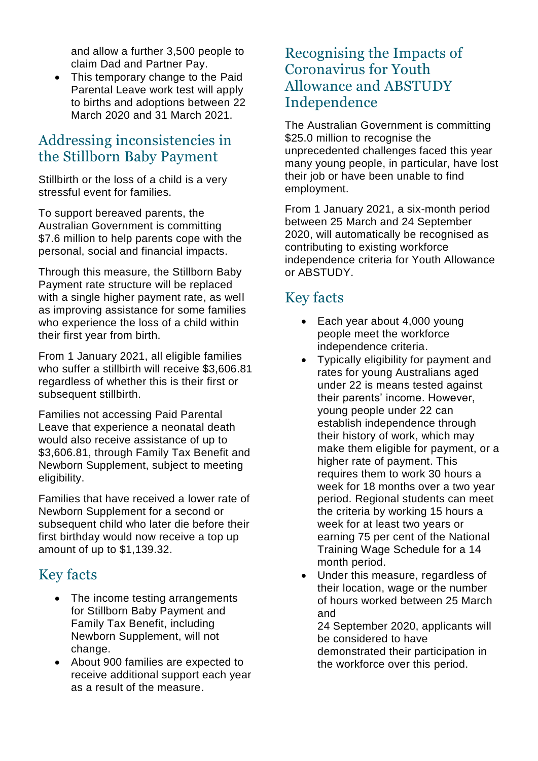and allow a further 3,500 people to claim Dad and Partner Pay.

- This temporary change to the Paid Parental Leave work test will apply to births and adoptions between 22 March 2020 and 31 March 2021.

## Addressing inconsistencies in the Stillborn Baby Payment

Stillbirth or the loss of a child is a very stressful event for families.

To support bereaved parents, the Australian Government is committing $7.6 million to help parents cope with the personal, social and financial impacts.

Through this measure, the Stillborn Baby Payment rate structure will be replaced with a single higher payment rate, as well as improving assistance for some families who experience the loss of a child within their first year from birth.

From 1 January 2021, all eligible families who suffer a stillbirth will receive $3,606.81 regardless of whether this is their first or subsequent stillbirth.

Families not accessing Paid Parental Leave that experience a neonatal death would also receive assistance of up to $3,606.81, through Family Tax Benefit and Newborn Supplement, subject to meeting eligibility.

Families that have received a lower rate of Newborn Supplement for a second or subsequent child who later die before their first birthday would now receive a top up amount of up to $1,139.32.

## Key facts

- The income testing arrangements for Stillborn Baby Payment and Family Tax Benefit, including Newborn Supplement, will not change.
- About 900 families are expected to receive additional support each year as a result of the measure.

## Recognising the Impacts of Coronavirus for Youth Allowance and ABSTUDY Independence

The Australian Government is committing $25.0 million to recognise the unprecedented challenges faced this year many young people, in particular, have lost their job or have been unable to find employment.

From 1 January 2021, a six-month period between 25 March and 24 September 2020, will automatically be recognised as contributing to existing workforce independence criteria for Youth Allowance or ABSTUDY.

## Key facts

- Each year about 4,000 young people meet the workforce independence criteria.
- Typically eligibility for payment and rates for young Australians aged under 22 is means tested against their parents' income. However, young people under 22 can establish independence through their history of work, which may make them eligible for payment, or a higher rate of payment. This requires them to work 30 hours a week for 18 months over a two year period. Regional students can meet the criteria by working 15 hours a week for at least two years or earning 75 per cent of the National Training Wage Schedule for a 14 month period.
- Under this measure, regardless of their location, wage or the number of hours worked between 25 March and 24 September 2020, applicants will be considered to have demonstrated their participation in the workforce over this period.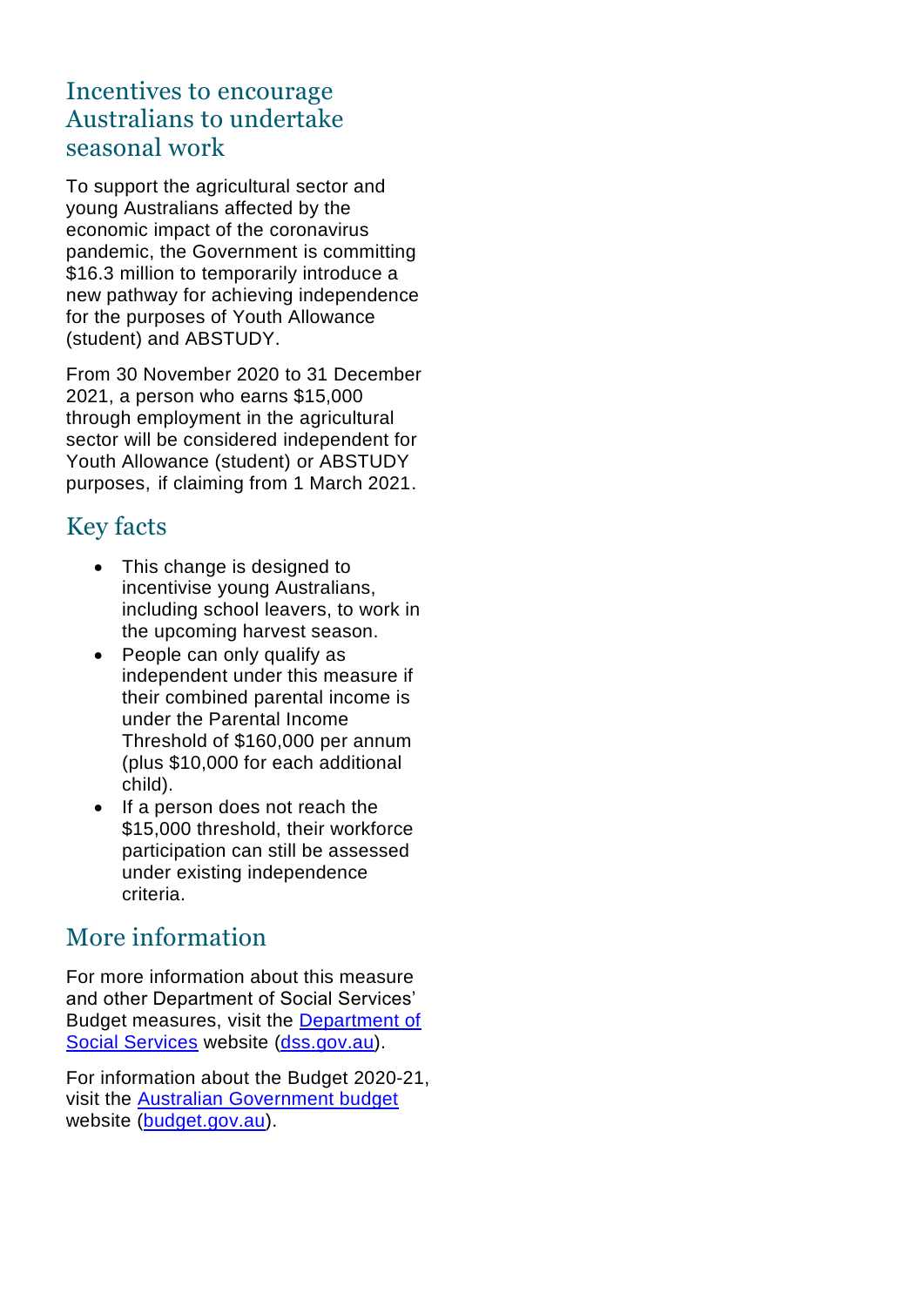## Incentives to encourage Australians to undertake seasonal work

To support the agricultural sector and young Australians affected by the economic impact of the coronavirus pandemic, the Government is committing $16.3 million to temporarily introduce a new pathway for achieving independence for the purposes of Youth Allowance (student) and ABSTUDY.

From 30 November 2020 to 31 December 2021, a person who earns $15,000 through employment in the agricultural sector will be considered independent for Youth Allowance (student) or ABSTUDY purposes, if claiming from 1 March 2021.

## Key facts

- This change is designed to incentivise young Australians, including school leavers, to work in the upcoming harvest season.
- People can only qualify as independent under this measure if their combined parental income is under the Parental Income Threshold of $160,000 per annum (plus $10,000 for each additional child).
- If a person does not reach the $15,000 threshold, their workforce participation can still be assessed under existing independence criteria.

## More information

For more information about this measure and other Department of Social Services' Budget measures, visit the [Department of Social Services](dss.gov.au) website ([dss.gov.au](dss.gov.au)).

For information about the Budget 2020-21, visit the [Australian Government budget](budget.gov.au) website ([budget.gov.au](budget.gov.au)).